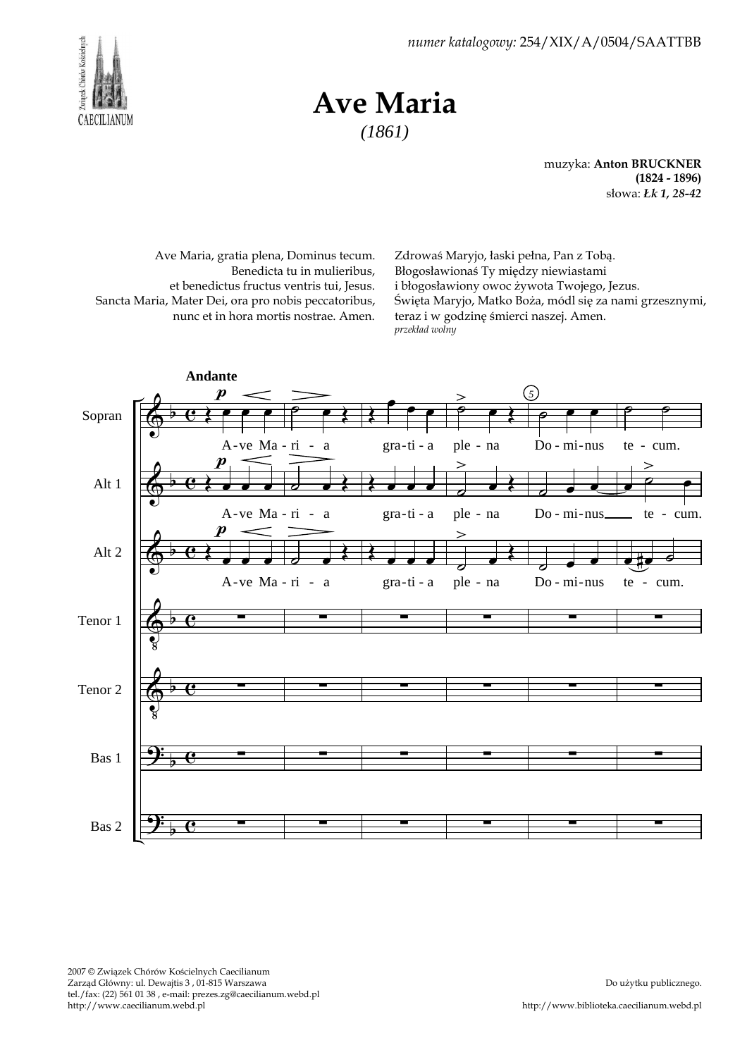*numer katalogowy:* 254/XIX/A/0504/SAATTBB

# Ave Maria

*(1861)*

muzyka: **Anton BRUCKNER**
**(1824 - 1896)**
słowa: ***Łk 1, 28-42***

Ave Maria, gratia plena, Dominus tecum.
Benedicta tu in mulieribus,
et benedictus fructus ventris tui, Jesus.
Sancta Maria, Mater Dei, ora pro nobis peccatoribus,
nunc et in hora mortis nostrae. Amen.

Zdrowaś Maryjo, łaski pełna, Pan z Tobą.
Błogosławionaś Ty między niewiastami
i błogosławiony owoc żywota Twojego, Jezus.
Święta Maryjo, Matko Boża, módl się za nami grzesznymi,
teraz i w godzinę śmierci naszej. Amen.
*przekład wolny*

2007 © Związek Chórów Kościelnych Caecilianum
Zarząd Główny: ul. Dewajtis 3 , 01-815 Warszawa
tel./fax: (22) 561 01 38 , e-mail: prezes.zg@caecilianum.webd.pl
http://www.caecilianum.webd.pl

Do użytku publicznego.

http://www.biblioteka.caecilianum.webd.pl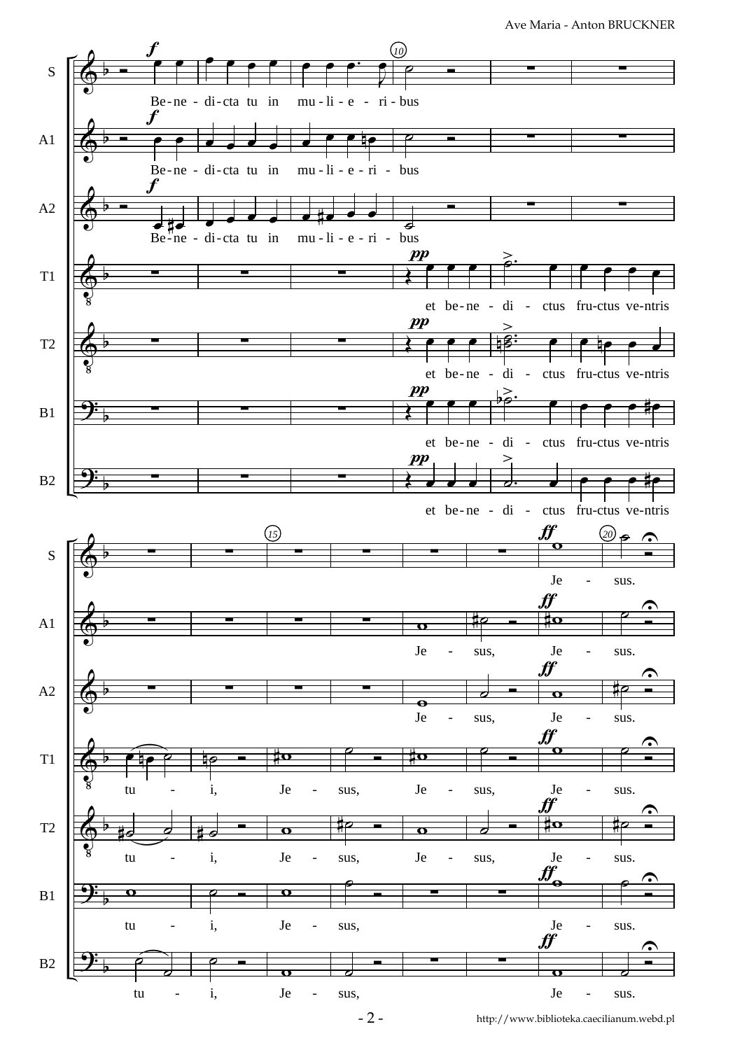S: Be - ne - di - cta tu in mu - li - e - ri - bus

A1: Be - ne - di - cta tu in mu - li - e - ri - bus

A2: Be - ne - di - cta tu in mu - li - e - ri - bus

T1: et be - ne - di - ctus fru - ctus ve - ntris

T2: et be - ne - di - ctus fru - ctus ve - ntris

B1: et be - ne - di - ctus fru - ctus ve - ntris

B2: et be - ne - di - ctus fru - ctus ve - ntris

S: Je - sus.

A1: Je - sus, Je - sus.

A2: Je - sus, Je - sus.

T1: tu - i, Je - sus, Je - sus, Je - sus.

T2: tu - i, Je - sus, Je - sus, Je - sus.

B1: tu - i, Je - sus, Je - sus.

B2: tu - i, Je - sus, Je - sus.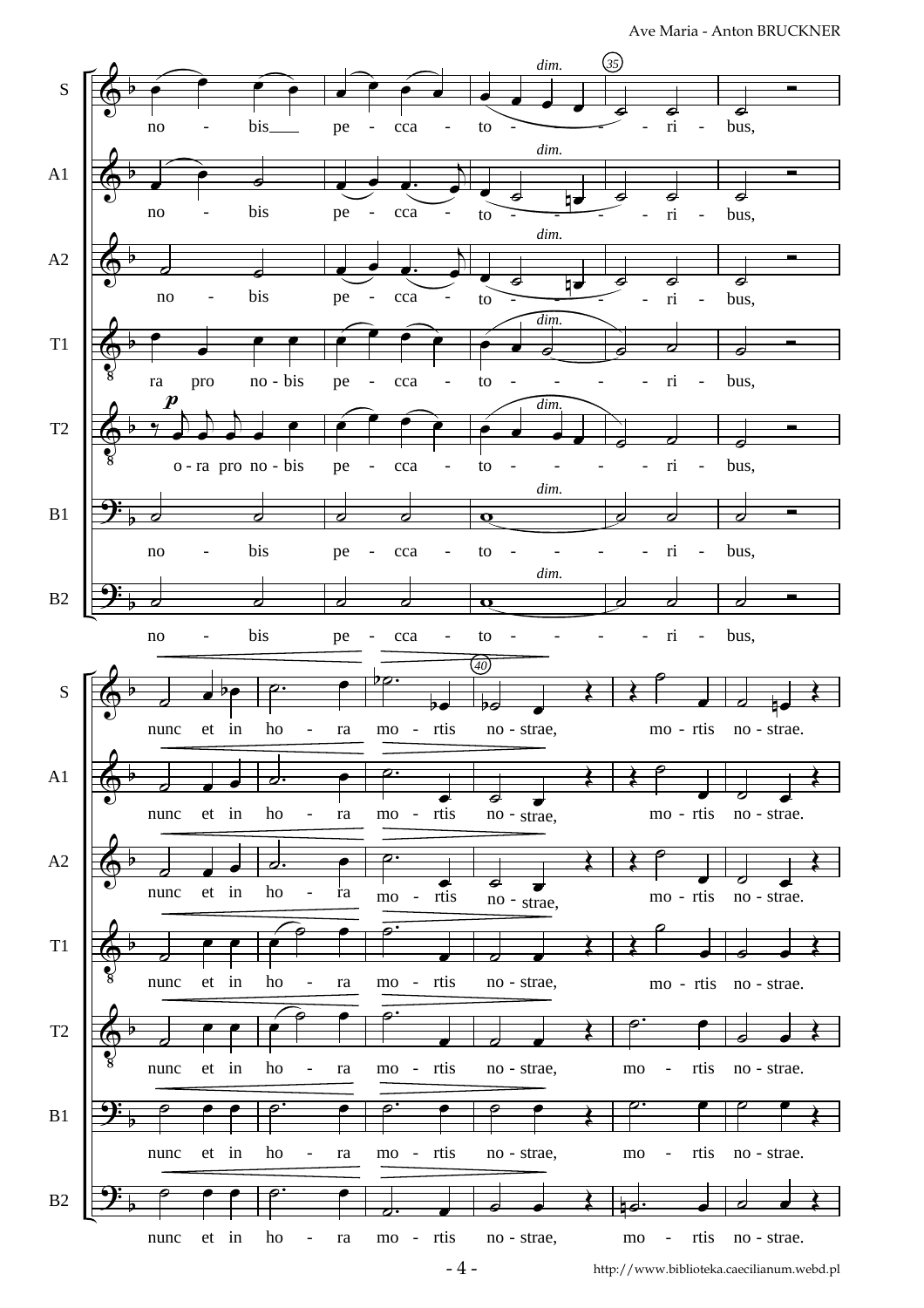**S:** no - bis pe - cca - to - - - - ri - bus, *dim.* (35)

**A1:** no - bis pe - cca - to - - - - ri - bus, *dim.*

**A2:** no - bis pe - cca - to - - - - ri - bus, *dim.*

**T1:** ra pro no - bis pe - cca - to - - - - ri - bus, *dim.*

**T2:** ***p*** o - ra pro no - bis pe - cca - to - - - - ri - bus, *dim.*

**B1:** no - bis pe - cca - to - - - - ri - bus, *dim.*

**B2:** no - bis pe - cca - to - - - - ri - bus, *dim.*

---

**S:** nunc et in ho - ra mo - rtis no - strae, (40) mo - rtis no - strae.

**A1:** nunc et in ho - ra mo - rtis no - strae, mo - rtis no - strae.

**A2:** nunc et in ho - ra mo - rtis no - strae, mo - rtis no - strae.

**T1:** nunc et in ho - ra mo - rtis no - strae, mo - rtis no - strae.

**T2:** nunc et in ho - ra mo - rtis no - strae, mo - rtis no - strae.

**B1:** nunc et in ho - ra mo - rtis no - strae, mo - rtis no - strae.

**B2:** nunc et in ho - ra mo - rtis no - strae, mo - rtis no - strae.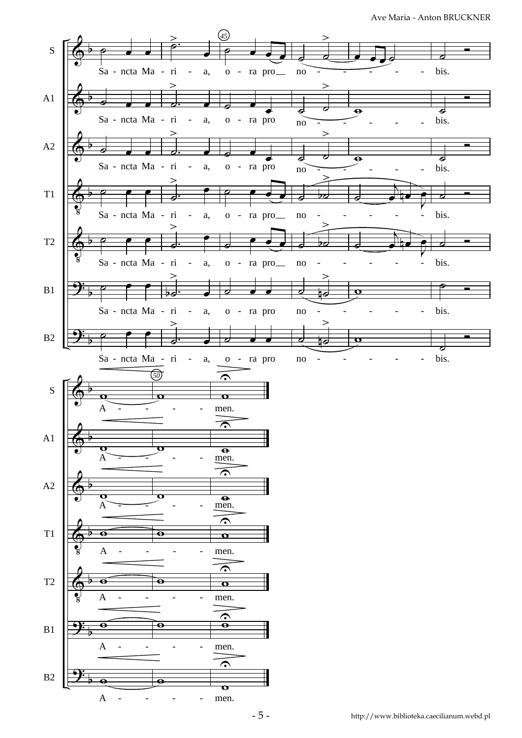S: Sa - ncta Ma - ri - a, o - ra pro no - - - - - - bis.

A1: Sa - ncta Ma - ri - a, o - ra pro no - - - - - - bis.

A2: Sa - ncta Ma - ri - a, o - ra pro no - - - - - - bis.

T1: Sa - ncta Ma - ri - a, o - ra pro no - - - - - - bis.

T2: Sa - ncta Ma - ri - a, o - ra pro no - - - - - - bis.

B1: Sa - ncta Ma - ri - a, o - ra pro no - - - - - - bis.

B2: Sa - ncta Ma - ri - a, o - ra pro no - - - - - - bis.

S: A - - - - - men.

A1: A - - - - - men.

A2: A - - - - - men.

T1: A - - - - - men.

T2: A - - - - - men.

B1: A - - - - - men.

B2: A - - - - - men.